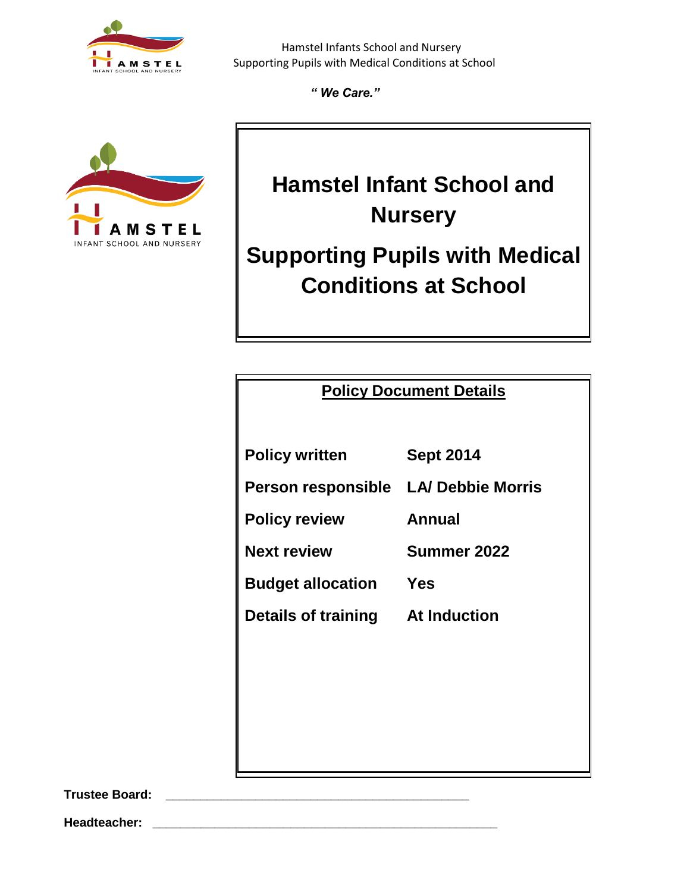Hamstel Infants School and Nursery
Supporting Pupils with Medical Conditions at School

*" We Care."*

# Hamstel Infant School and Nursery

# Supporting Pupils with Medical Conditions at School

## Policy Document Details

| | |
|---|---|
| **Policy written** | **Sept 2014** |
| **Person responsible** | **LA/ Debbie Morris** |
| **Policy review** | **Annual** |
| **Next review** | **Summer 2022** |
| **Budget allocation** | **Yes** |
| **Details of training** | **At Induction** |

**Trustee Board:** ____________________________________________

**Headteacher:** ____________________________________________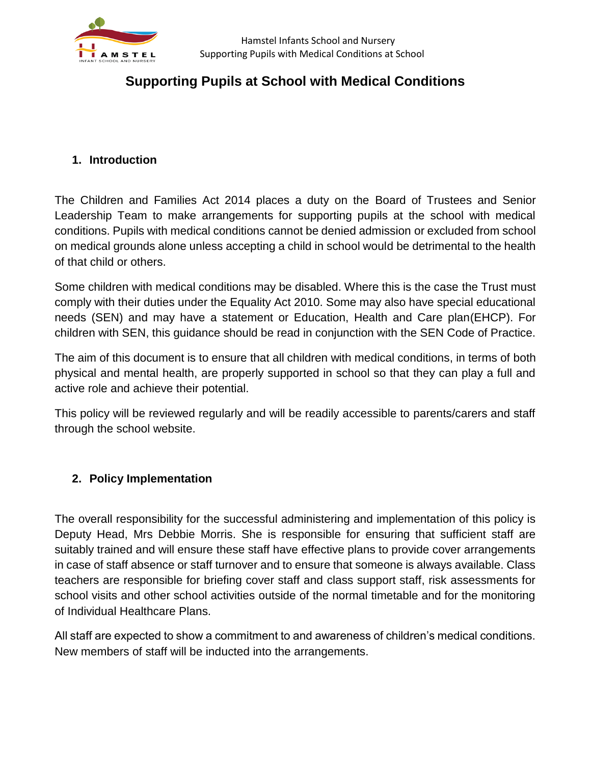# Supporting Pupils at School with Medical Conditions

## 1. Introduction

The Children and Families Act 2014 places a duty on the Board of Trustees and Senior Leadership Team to make arrangements for supporting pupils at the school with medical conditions. Pupils with medical conditions cannot be denied admission or excluded from school on medical grounds alone unless accepting a child in school would be detrimental to the health of that child or others.

Some children with medical conditions may be disabled. Where this is the case the Trust must comply with their duties under the Equality Act 2010. Some may also have special educational needs (SEN) and may have a statement or Education, Health and Care plan(EHCP). For children with SEN, this guidance should be read in conjunction with the SEN Code of Practice.

The aim of this document is to ensure that all children with medical conditions, in terms of both physical and mental health, are properly supported in school so that they can play a full and active role and achieve their potential.

This policy will be reviewed regularly and will be readily accessible to parents/carers and staff through the school website.

## 2. Policy Implementation

The overall responsibility for the successful administering and implementation of this policy is Deputy Head, Mrs Debbie Morris. She is responsible for ensuring that sufficient staff are suitably trained and will ensure these staff have effective plans to provide cover arrangements in case of staff absence or staff turnover and to ensure that someone is always available. Class teachers are responsible for briefing cover staff and class support staff, risk assessments for school visits and other school activities outside of the normal timetable and for the monitoring of Individual Healthcare Plans.

All staff are expected to show a commitment to and awareness of children's medical conditions. New members of staff will be inducted into the arrangements.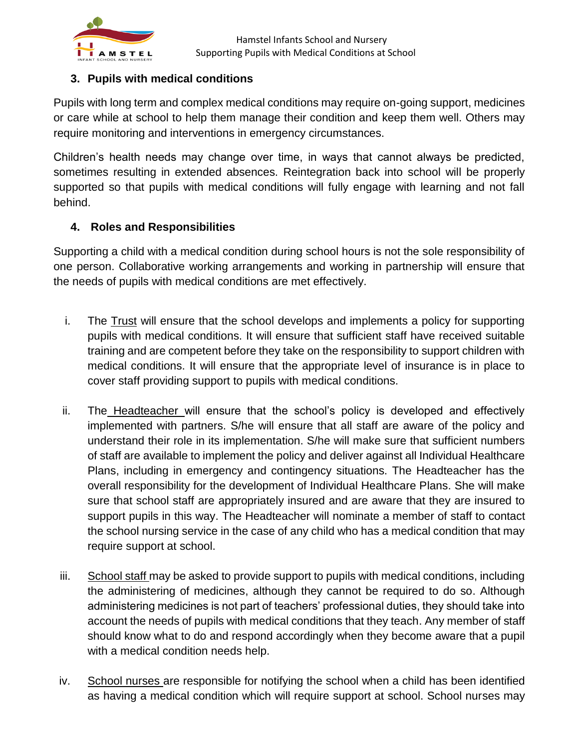## 3. Pupils with medical conditions

Pupils with long term and complex medical conditions may require on-going support, medicines or care while at school to help them manage their condition and keep them well. Others may require monitoring and interventions in emergency circumstances.

Children's health needs may change over time, in ways that cannot always be predicted, sometimes resulting in extended absences. Reintegration back into school will be properly supported so that pupils with medical conditions will fully engage with learning and not fall behind.

## 4. Roles and Responsibilities

Supporting a child with a medical condition during school hours is not the sole responsibility of one person. Collaborative working arrangements and working in partnership will ensure that the needs of pupils with medical conditions are met effectively.

i. The Trust will ensure that the school develops and implements a policy for supporting pupils with medical conditions. It will ensure that sufficient staff have received suitable training and are competent before they take on the responsibility to support children with medical conditions. It will ensure that the appropriate level of insurance is in place to cover staff providing support to pupils with medical conditions.

ii. The Headteacher will ensure that the school's policy is developed and effectively implemented with partners. S/he will ensure that all staff are aware of the policy and understand their role in its implementation. S/he will make sure that sufficient numbers of staff are available to implement the policy and deliver against all Individual Healthcare Plans, including in emergency and contingency situations. The Headteacher has the overall responsibility for the development of Individual Healthcare Plans. She will make sure that school staff are appropriately insured and are aware that they are insured to support pupils in this way. The Headteacher will nominate a member of staff to contact the school nursing service in the case of any child who has a medical condition that may require support at school.

iii. School staff may be asked to provide support to pupils with medical conditions, including the administering of medicines, although they cannot be required to do so. Although administering medicines is not part of teachers' professional duties, they should take into account the needs of pupils with medical conditions that they teach. Any member of staff should know what to do and respond accordingly when they become aware that a pupil with a medical condition needs help.

iv. School nurses are responsible for notifying the school when a child has been identified as having a medical condition which will require support at school. School nurses may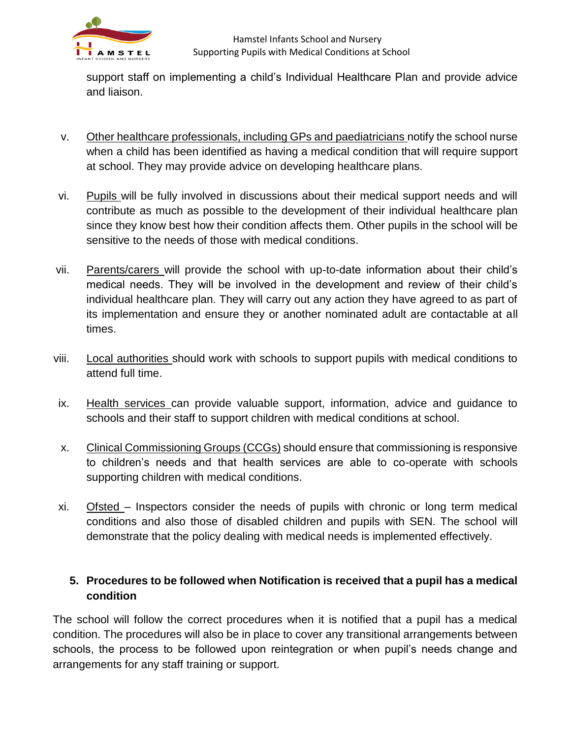support staff on implementing a child's Individual Healthcare Plan and provide advice and liaison.

v. <u>Other healthcare professionals, including GPs and paediatricians</u> notify the school nurse when a child has been identified as having a medical condition that will require support at school. They may provide advice on developing healthcare plans.

vi. <u>Pupils</u> will be fully involved in discussions about their medical support needs and will contribute as much as possible to the development of their individual healthcare plan since they know best how their condition affects them. Other pupils in the school will be sensitive to the needs of those with medical conditions.

vii. <u>Parents/carers</u> will provide the school with up-to-date information about their child's medical needs. They will be involved in the development and review of their child's individual healthcare plan. They will carry out any action they have agreed to as part of its implementation and ensure they or another nominated adult are contactable at all times.

viii. <u>Local authorities</u> should work with schools to support pupils with medical conditions to attend full time.

ix. <u>Health services</u> can provide valuable support, information, advice and guidance to schools and their staff to support children with medical conditions at school.

x. <u>Clinical Commissioning Groups (CCGs)</u> should ensure that commissioning is responsive to children's needs and that health services are able to co-operate with schools supporting children with medical conditions.

xi. <u>Ofsted</u> – Inspectors consider the needs of pupils with chronic or long term medical conditions and also those of disabled children and pupils with SEN. The school will demonstrate that the policy dealing with medical needs is implemented effectively.

## 5. Procedures to be followed when Notification is received that a pupil has a medical condition

The school will follow the correct procedures when it is notified that a pupil has a medical condition. The procedures will also be in place to cover any transitional arrangements between schools, the process to be followed upon reintegration or when pupil's needs change and arrangements for any staff training or support.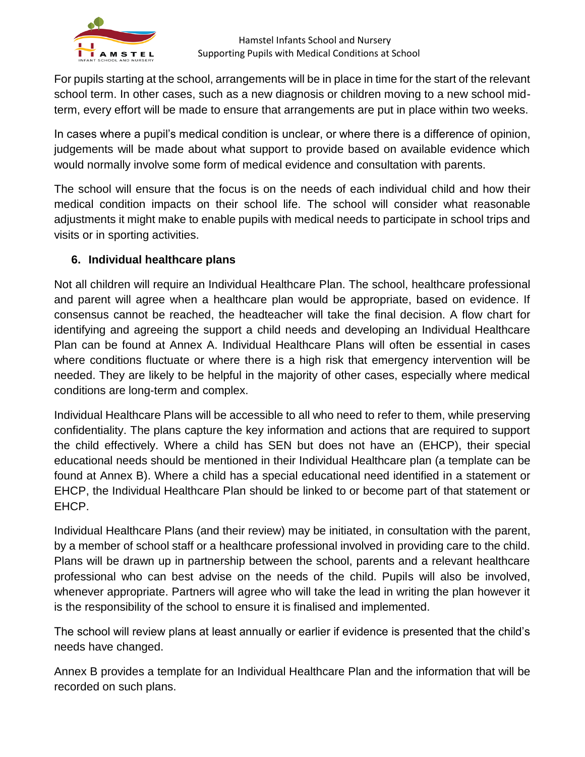For pupils starting at the school, arrangements will be in place in time for the start of the relevant school term. In other cases, such as a new diagnosis or children moving to a new school mid-term, every effort will be made to ensure that arrangements are put in place within two weeks.

In cases where a pupil's medical condition is unclear, or where there is a difference of opinion, judgements will be made about what support to provide based on available evidence which would normally involve some form of medical evidence and consultation with parents.

The school will ensure that the focus is on the needs of each individual child and how their medical condition impacts on their school life. The school will consider what reasonable adjustments it might make to enable pupils with medical needs to participate in school trips and visits or in sporting activities.

## 6. Individual healthcare plans

Not all children will require an Individual Healthcare Plan. The school, healthcare professional and parent will agree when a healthcare plan would be appropriate, based on evidence. If consensus cannot be reached, the headteacher will take the final decision. A flow chart for identifying and agreeing the support a child needs and developing an Individual Healthcare Plan can be found at Annex A. Individual Healthcare Plans will often be essential in cases where conditions fluctuate or where there is a high risk that emergency intervention will be needed. They are likely to be helpful in the majority of other cases, especially where medical conditions are long-term and complex.

Individual Healthcare Plans will be accessible to all who need to refer to them, while preserving confidentiality. The plans capture the key information and actions that are required to support the child effectively. Where a child has SEN but does not have an (EHCP), their special educational needs should be mentioned in their Individual Healthcare plan (a template can be found at Annex B). Where a child has a special educational need identified in a statement or EHCP, the Individual Healthcare Plan should be linked to or become part of that statement or EHCP.

Individual Healthcare Plans (and their review) may be initiated, in consultation with the parent, by a member of school staff or a healthcare professional involved in providing care to the child. Plans will be drawn up in partnership between the school, parents and a relevant healthcare professional who can best advise on the needs of the child. Pupils will also be involved, whenever appropriate. Partners will agree who will take the lead in writing the plan however it is the responsibility of the school to ensure it is finalised and implemented.

The school will review plans at least annually or earlier if evidence is presented that the child's needs have changed.

Annex B provides a template for an Individual Healthcare Plan and the information that will be recorded on such plans.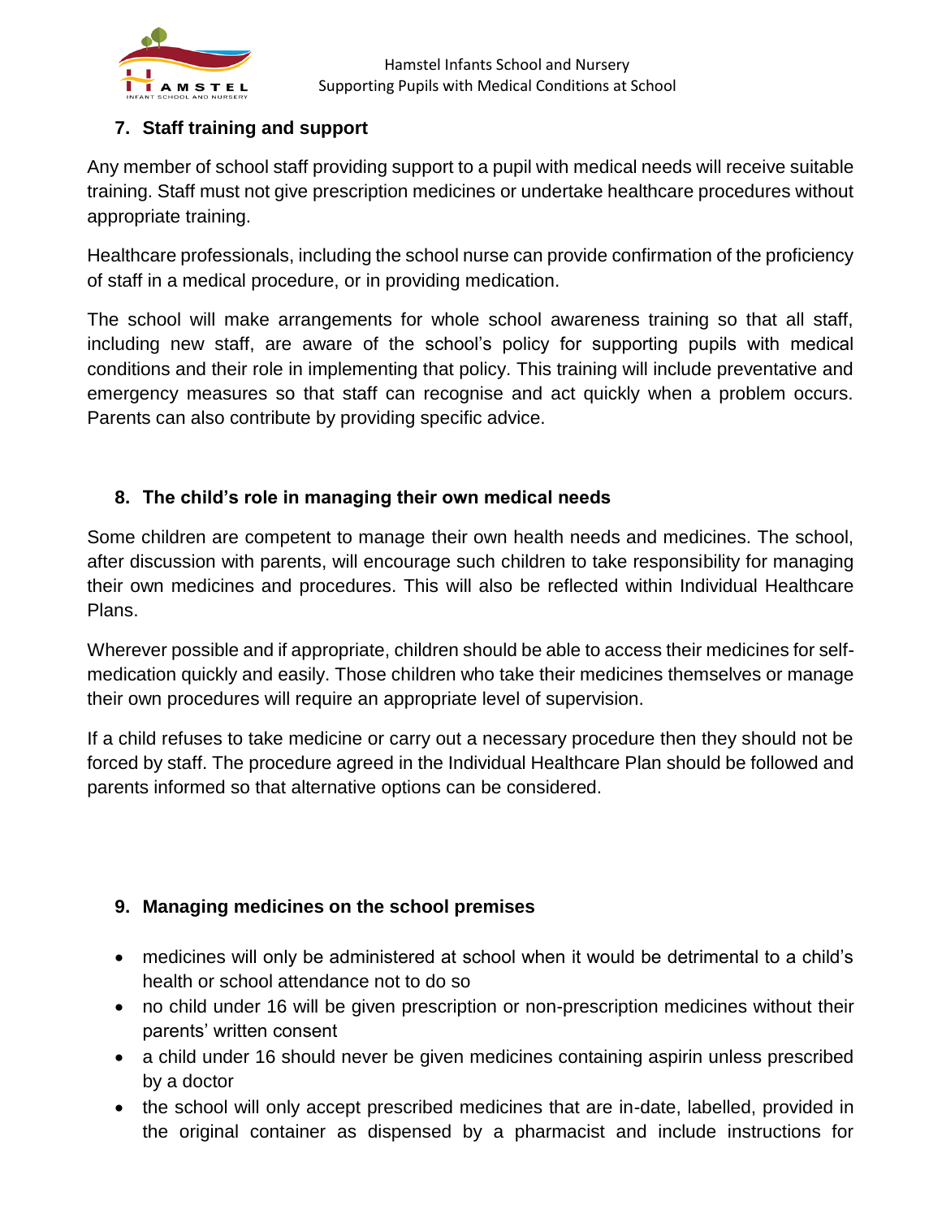## 7. Staff training and support

Any member of school staff providing support to a pupil with medical needs will receive suitable training. Staff must not give prescription medicines or undertake healthcare procedures without appropriate training.

Healthcare professionals, including the school nurse can provide confirmation of the proficiency of staff in a medical procedure, or in providing medication.

The school will make arrangements for whole school awareness training so that all staff, including new staff, are aware of the school's policy for supporting pupils with medical conditions and their role in implementing that policy. This training will include preventative and emergency measures so that staff can recognise and act quickly when a problem occurs. Parents can also contribute by providing specific advice.

## 8. The child's role in managing their own medical needs

Some children are competent to manage their own health needs and medicines. The school, after discussion with parents, will encourage such children to take responsibility for managing their own medicines and procedures. This will also be reflected within Individual Healthcare Plans.

Wherever possible and if appropriate, children should be able to access their medicines for self-medication quickly and easily. Those children who take their medicines themselves or manage their own procedures will require an appropriate level of supervision.

If a child refuses to take medicine or carry out a necessary procedure then they should not be forced by staff. The procedure agreed in the Individual Healthcare Plan should be followed and parents informed so that alternative options can be considered.

## 9. Managing medicines on the school premises

- medicines will only be administered at school when it would be detrimental to a child's health or school attendance not to do so
- no child under 16 will be given prescription or non-prescription medicines without their parents' written consent
- a child under 16 should never be given medicines containing aspirin unless prescribed by a doctor
- the school will only accept prescribed medicines that are in-date, labelled, provided in the original container as dispensed by a pharmacist and include instructions for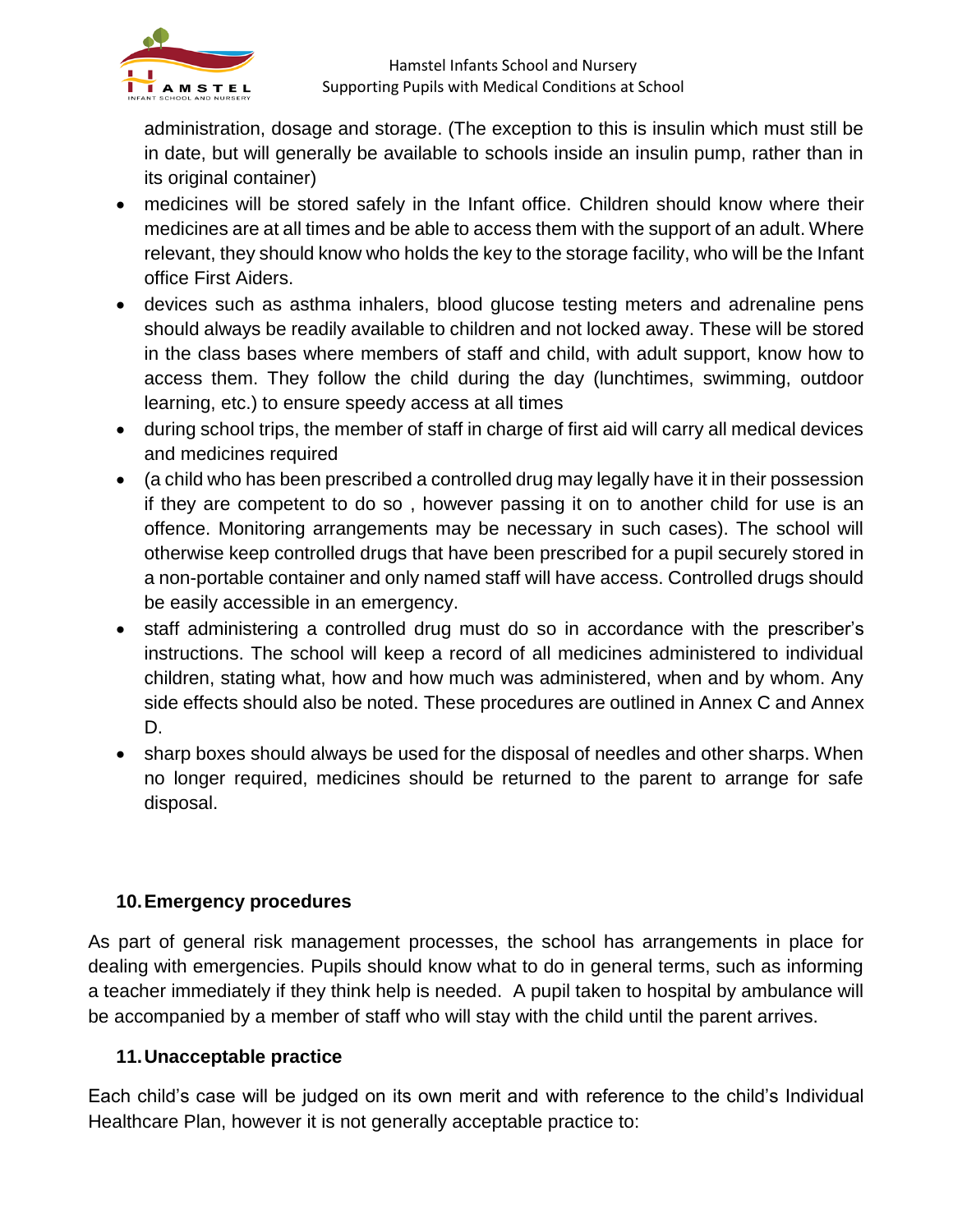administration, dosage and storage. (The exception to this is insulin which must still be in date, but will generally be available to schools inside an insulin pump, rather than in its original container)

- medicines will be stored safely in the Infant office. Children should know where their medicines are at all times and be able to access them with the support of an adult. Where relevant, they should know who holds the key to the storage facility, who will be the Infant office First Aiders.
- devices such as asthma inhalers, blood glucose testing meters and adrenaline pens should always be readily available to children and not locked away. These will be stored in the class bases where members of staff and child, with adult support, know how to access them. They follow the child during the day (lunchtimes, swimming, outdoor learning, etc.) to ensure speedy access at all times
- during school trips, the member of staff in charge of first aid will carry all medical devices and medicines required
- (a child who has been prescribed a controlled drug may legally have it in their possession if they are competent to do so , however passing it on to another child for use is an offence. Monitoring arrangements may be necessary in such cases). The school will otherwise keep controlled drugs that have been prescribed for a pupil securely stored in a non-portable container and only named staff will have access. Controlled drugs should be easily accessible in an emergency.
- staff administering a controlled drug must do so in accordance with the prescriber's instructions. The school will keep a record of all medicines administered to individual children, stating what, how and how much was administered, when and by whom. Any side effects should also be noted. These procedures are outlined in Annex C and Annex D.
- sharp boxes should always be used for the disposal of needles and other sharps. When no longer required, medicines should be returned to the parent to arrange for safe disposal.

## 10. Emergency procedures

As part of general risk management processes, the school has arrangements in place for dealing with emergencies. Pupils should know what to do in general terms, such as informing a teacher immediately if they think help is needed. A pupil taken to hospital by ambulance will be accompanied by a member of staff who will stay with the child until the parent arrives.

## 11. Unacceptable practice

Each child's case will be judged on its own merit and with reference to the child's Individual Healthcare Plan, however it is not generally acceptable practice to: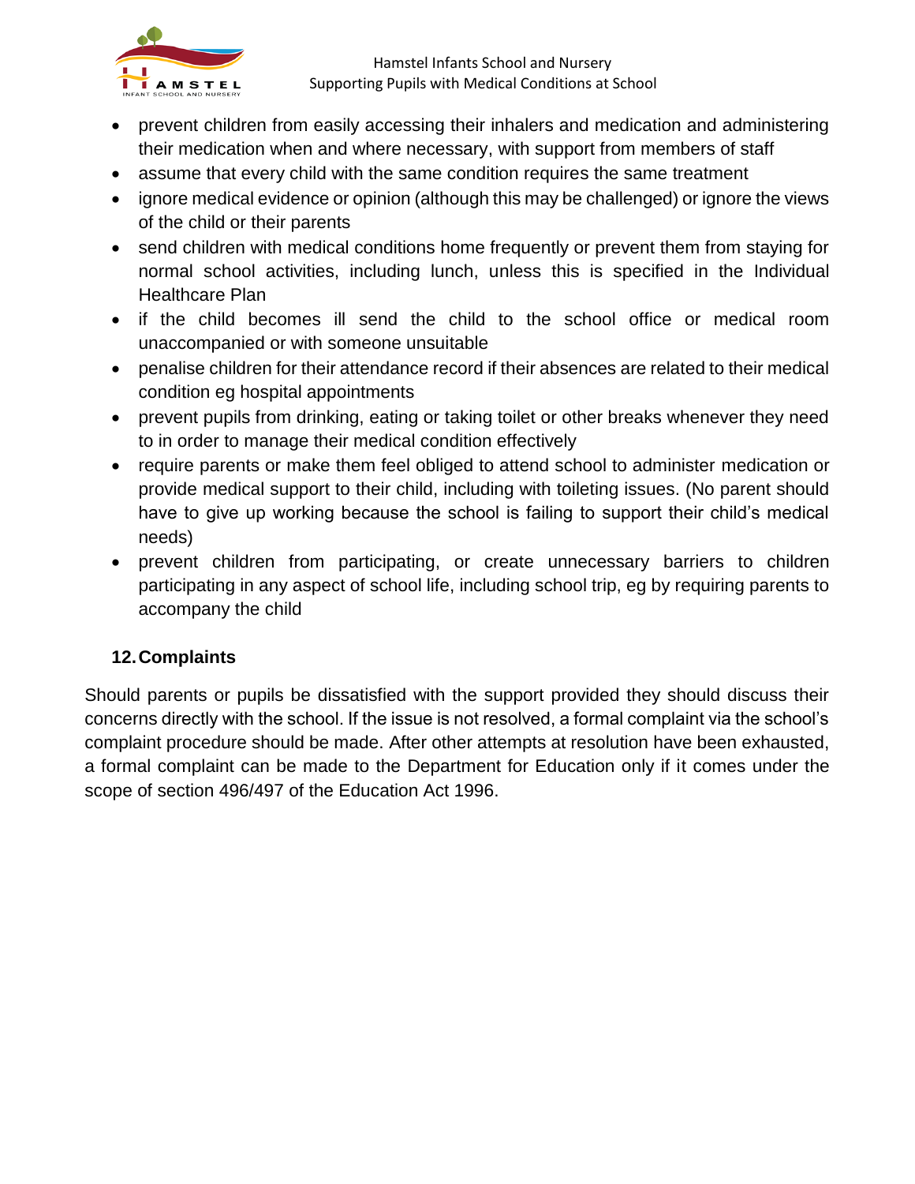- prevent children from easily accessing their inhalers and medication and administering their medication when and where necessary, with support from members of staff
- assume that every child with the same condition requires the same treatment
- ignore medical evidence or opinion (although this may be challenged) or ignore the views of the child or their parents
- send children with medical conditions home frequently or prevent them from staying for normal school activities, including lunch, unless this is specified in the Individual Healthcare Plan
- if the child becomes ill send the child to the school office or medical room unaccompanied or with someone unsuitable
- penalise children for their attendance record if their absences are related to their medical condition eg hospital appointments
- prevent pupils from drinking, eating or taking toilet or other breaks whenever they need to in order to manage their medical condition effectively
- require parents or make them feel obliged to attend school to administer medication or provide medical support to their child, including with toileting issues. (No parent should have to give up working because the school is failing to support their child's medical needs)
- prevent children from participating, or create unnecessary barriers to children participating in any aspect of school life, including school trip, eg by requiring parents to accompany the child

## 12. Complaints

Should parents or pupils be dissatisfied with the support provided they should discuss their concerns directly with the school. If the issue is not resolved, a formal complaint via the school's complaint procedure should be made. After other attempts at resolution have been exhausted, a formal complaint can be made to the Department for Education only if it comes under the scope of section 496/497 of the Education Act 1996.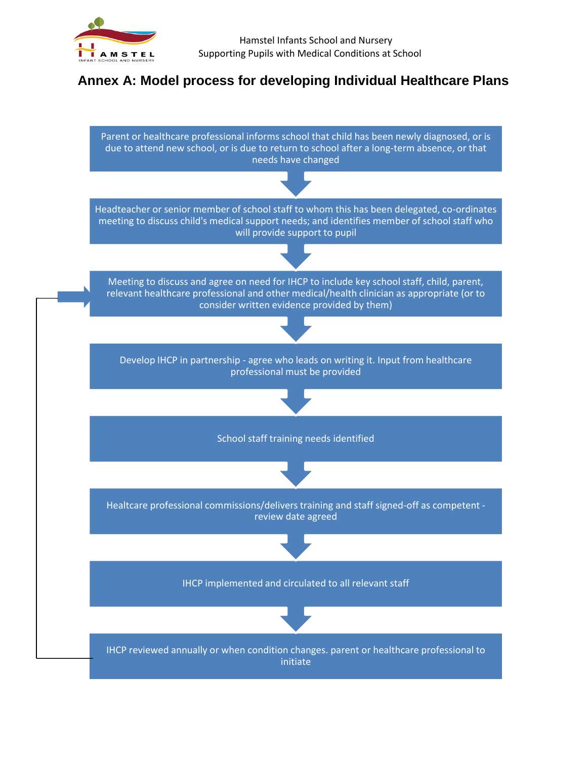# Annex A: Model process for developing Individual Healthcare Plans

Parent or healthcare professional informs school that child has been newly diagnosed, or is due to attend new school, or is due to return to school after a long-term absence, or that needs have changed

↓

Headteacher or senior member of school staff to whom this has been delegated, co-ordinates meeting to discuss child's medical support needs; and identifies member of school staff who will provide support to pupil

↓

Meeting to discuss and agree on need for IHCP to include key school staff, child, parent, relevant healthcare professional and other medical/health clinician as appropriate (or to consider written evidence provided by them)

↓

Develop IHCP in partnership - agree who leads on writing it. Input from healthcare professional must be provided

↓

School staff training needs identified

↓

Healtcare professional commissions/delivers training and staff signed-off as competent - review date agreed

↓

IHCP implemented and circulated to all relevant staff

↓

IHCP reviewed annually or when condition changes. parent or healthcare professional to initiate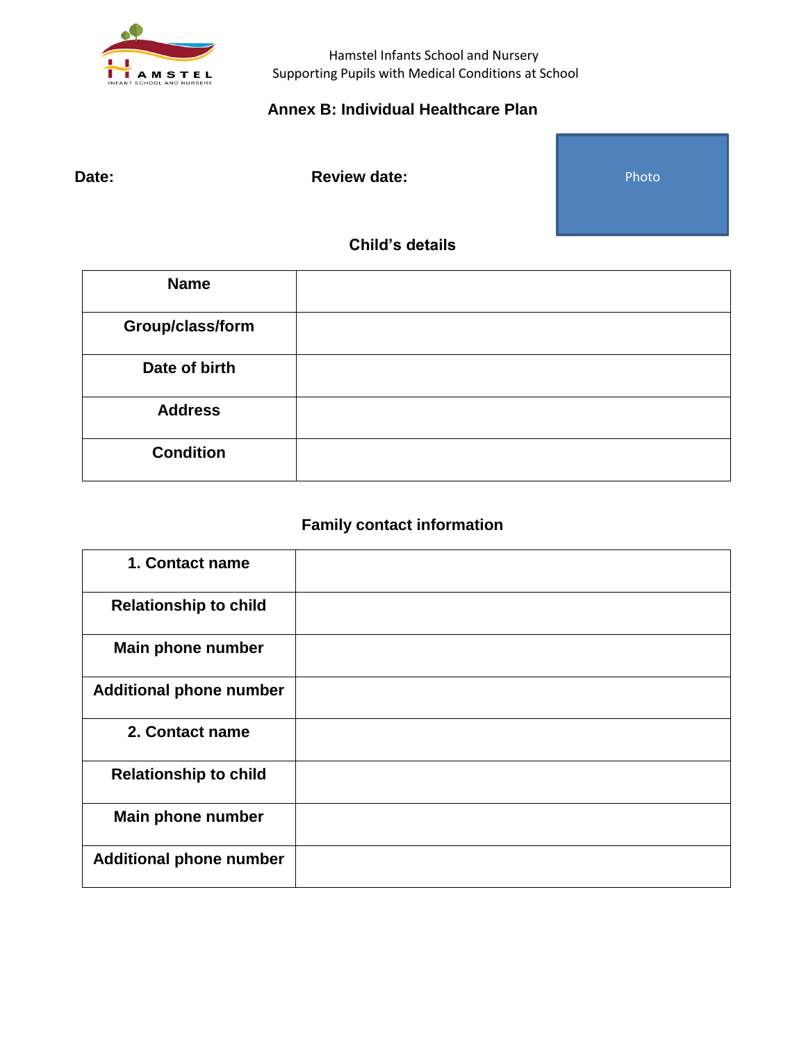## Annex B: Individual Healthcare Plan

**Date:** **Review date:**

Photo

### Child's details

| | |
|---|---|
| **Name** | |
| **Group/class/form** | |
| **Date of birth** | |
| **Address** | |
| **Condition** | |

### Family contact information

| | |
|---|---|
| **1. Contact name** | |
| **Relationship to child** | |
| **Main phone number** | |
| **Additional phone number** | |
| **2. Contact name** | |
| **Relationship to child** | |
| **Main phone number** | |
| **Additional phone number** | |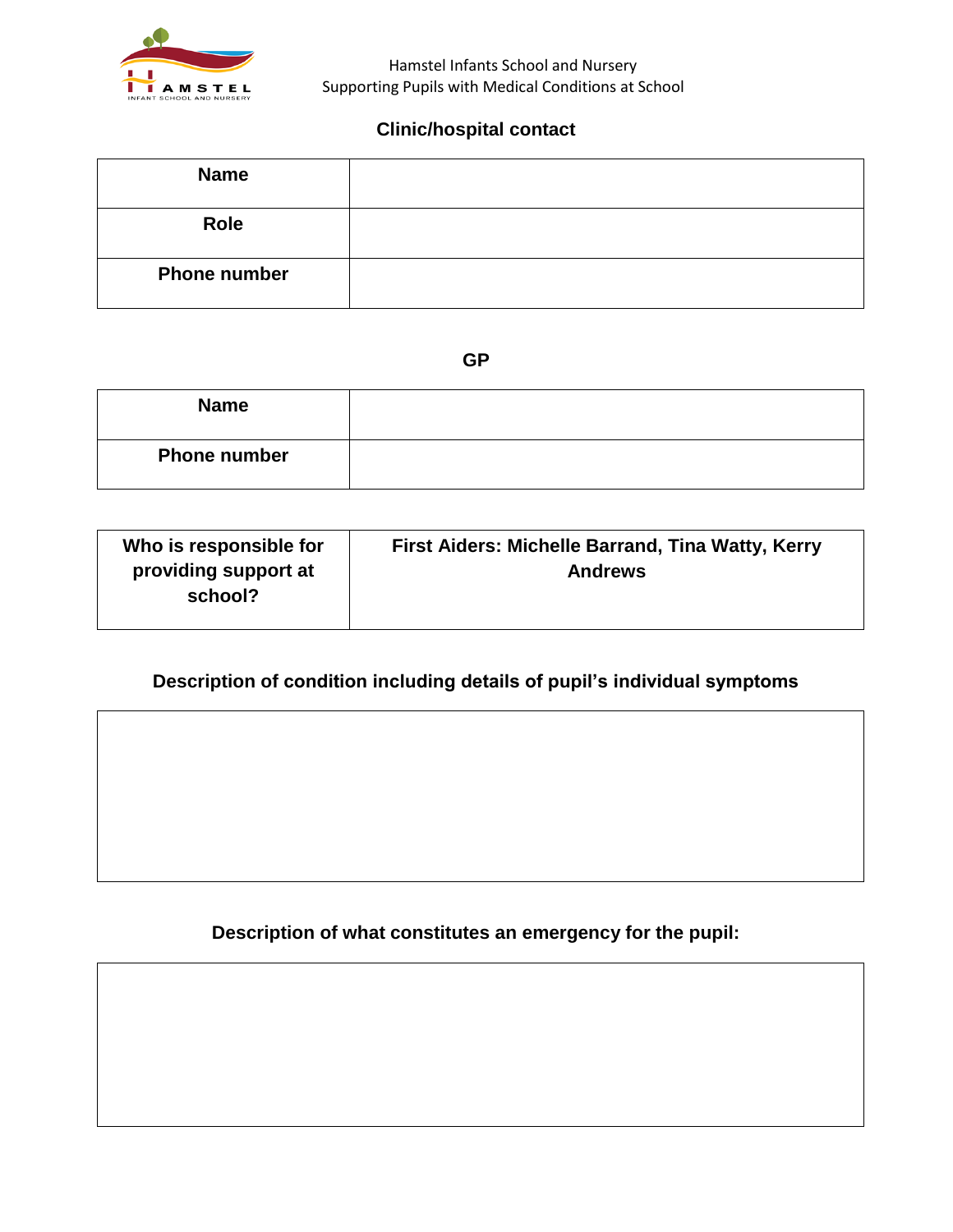## Clinic/hospital contact

| Name | |
|---|---|
| Role | |
| Phone number | |

## GP

| Name | |
|---|---|
| Phone number | |

| Who is responsible for providing support at school? | First Aiders: Michelle Barrand, Tina Watty, Kerry Andrews |
|---|---|

## Description of condition including details of pupil's individual symptoms

| |
|---|
| |

## Description of what constitutes an emergency for the pupil:

| |
|---|
| |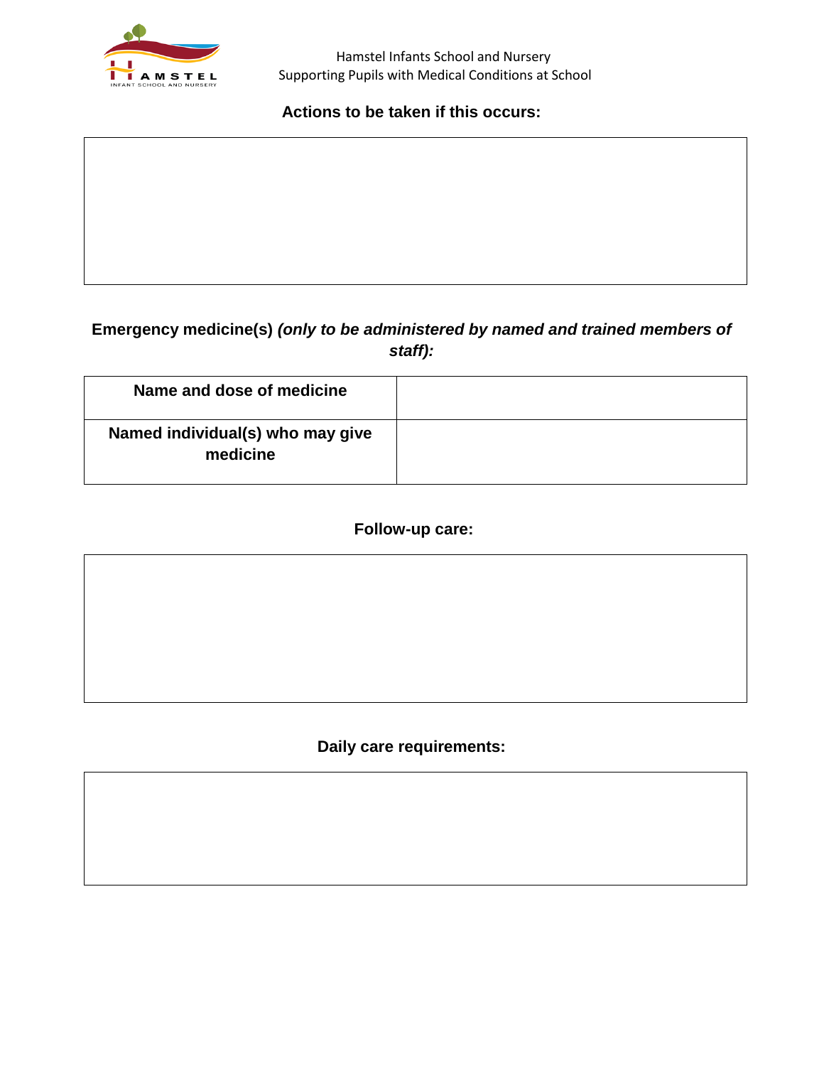**Actions to be taken if this occurs:**

| |
|---|
| |

**Emergency medicine(s)** ***(only to be administered by named and trained members of staff):***

| Name and dose of medicine | |
|---|---|
| Named individual(s) who may give medicine | |

**Follow-up care:**

| |
|---|
| |

**Daily care requirements:**

| |
|---|
| |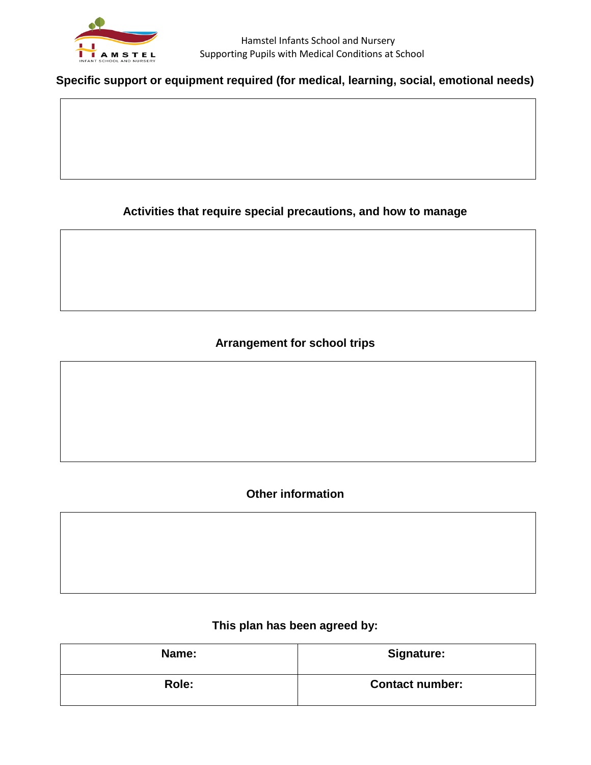**Specific support or equipment required (for medical, learning, social, emotional needs)**

**Activities that require special precautions, and how to manage**

**Arrangement for school trips**

**Other information**

**This plan has been agreed by:**

| Name: | Signature: |
|---|---|
| Role: | Contact number: |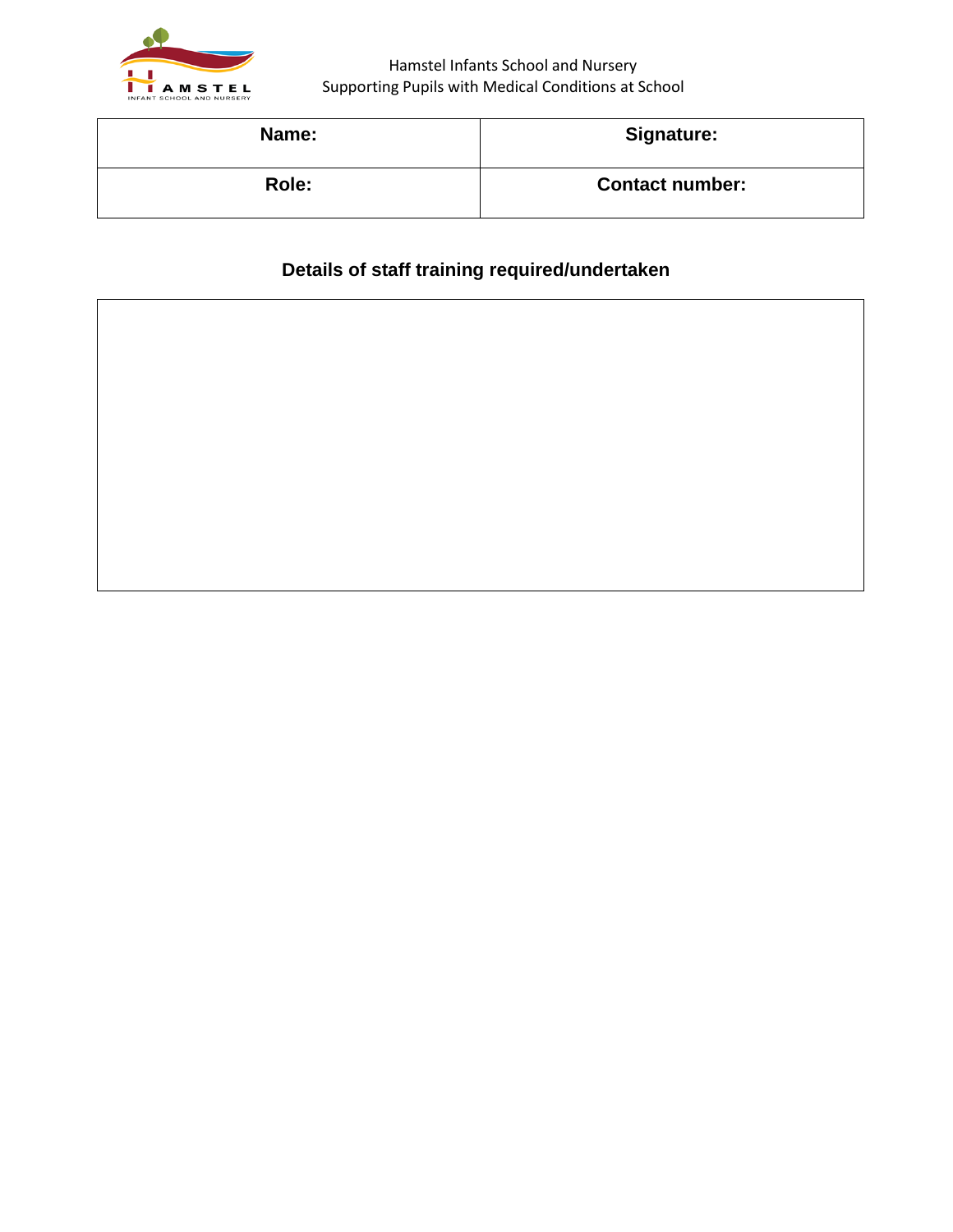| Name: | Signature: |
| --- | --- |
| Role: | Contact number: |

**Details of staff training required/undertaken**

| |
| --- |
| |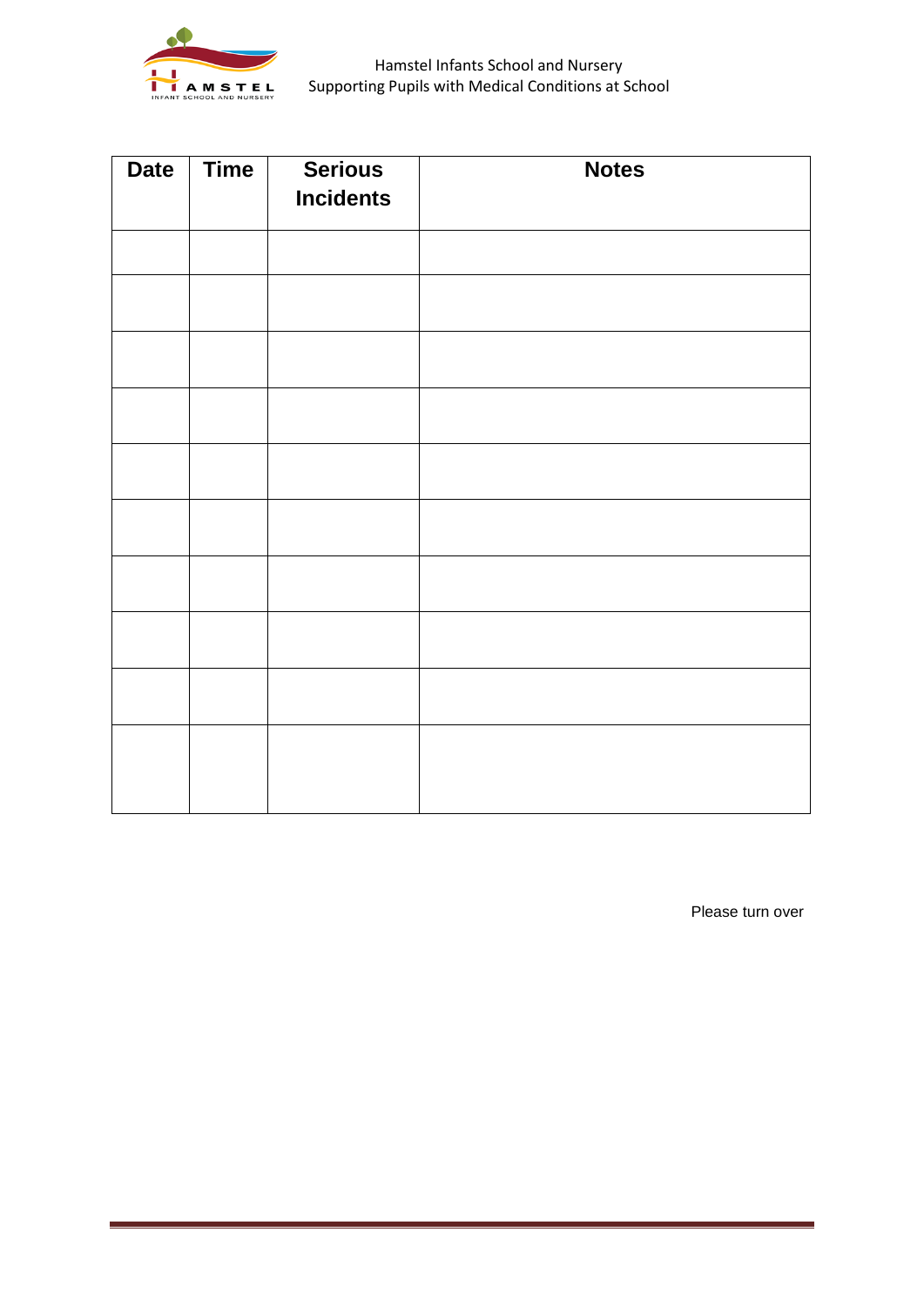| Date | Time | Serious Incidents | Notes |
|---|---|---|---|
| | | | |
| | | | |
| | | | |
| | | | |
| | | | |
| | | | |
| | | | |
| | | | |
| | | | |
| | | | |

Please turn over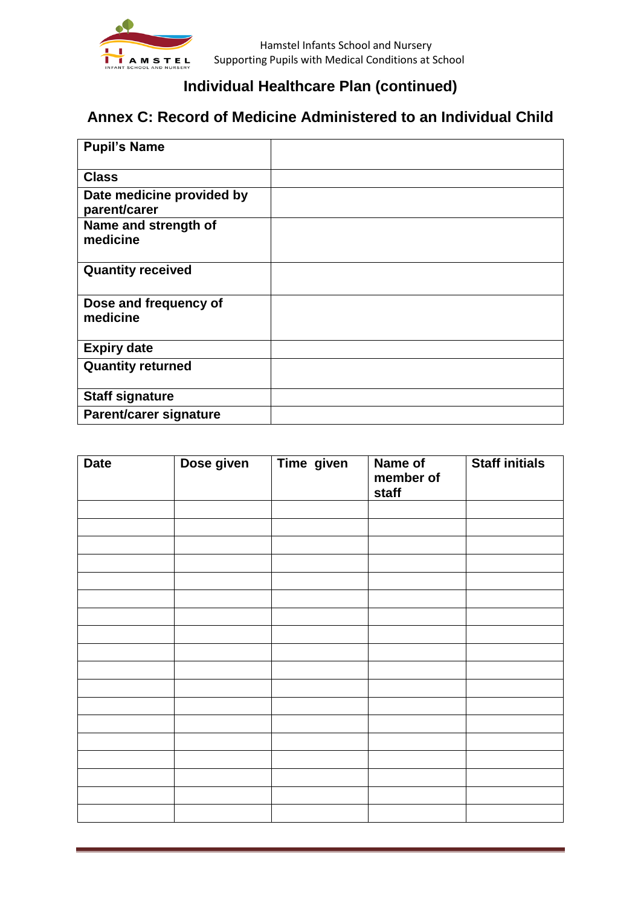## Individual Healthcare Plan (continued)

## Annex C: Record of Medicine Administered to an Individual Child

| | |
|---|---|
| **Pupil's Name** | |
| **Class** | |
| **Date medicine provided by parent/carer** | |
| **Name and strength of medicine** | |
| **Quantity received** | |
| **Dose and frequency of medicine** | |
| **Expiry date** | |
| **Quantity returned** | |
| **Staff signature** | |
| **Parent/carer signature** | |

| Date | Dose given | Time given | Name of member of staff | Staff initials |
|---|---|---|---|---|
| | | | | |
| | | | | |
| | | | | |
| | | | | |
| | | | | |
| | | | | |
| | | | | |
| | | | | |
| | | | | |
| | | | | |
| | | | | |
| | | | | |
| | | | | |
| | | | | |
| | | | | |
| | | | | |
| | | | | |
| | | | | |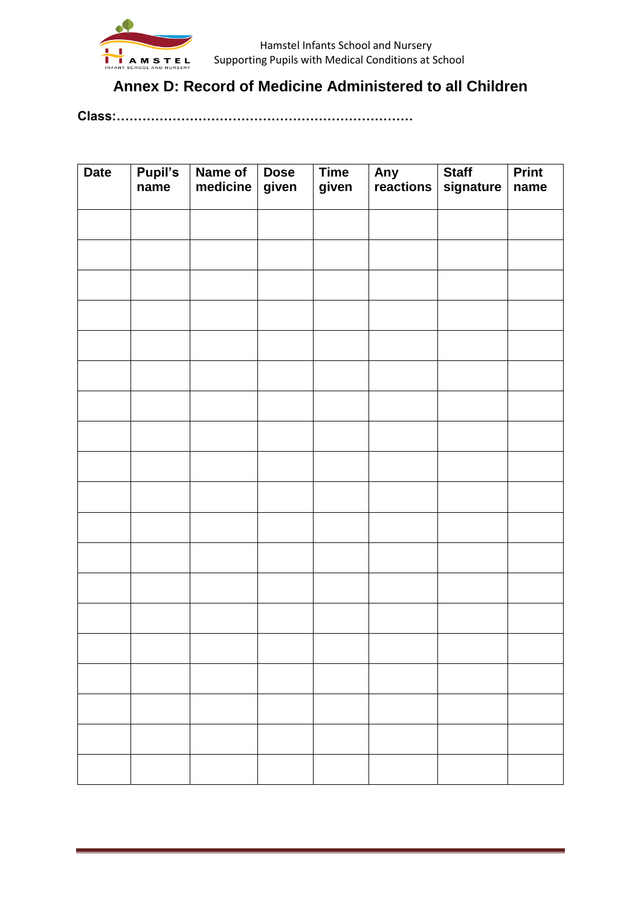# Annex D: Record of Medicine Administered to all Children

**Class:……………………………………………………………**

| Date | Pupil's name | Name of medicine | Dose given | Time given | Any reactions | Staff signature | Print name |
|---|---|---|---|---|---|---|---|
| | | | | | | | |
| | | | | | | | |
| | | | | | | | |
| | | | | | | | |
| | | | | | | | |
| | | | | | | | |
| | | | | | | | |
| | | | | | | | |
| | | | | | | | |
| | | | | | | | |
| | | | | | | | |
| | | | | | | | |
| | | | | | | | |
| | | | | | | | |
| | | | | | | | |
| | | | | | | | |
| | | | | | | | |
| | | | | | | | |
| | | | | | | | |